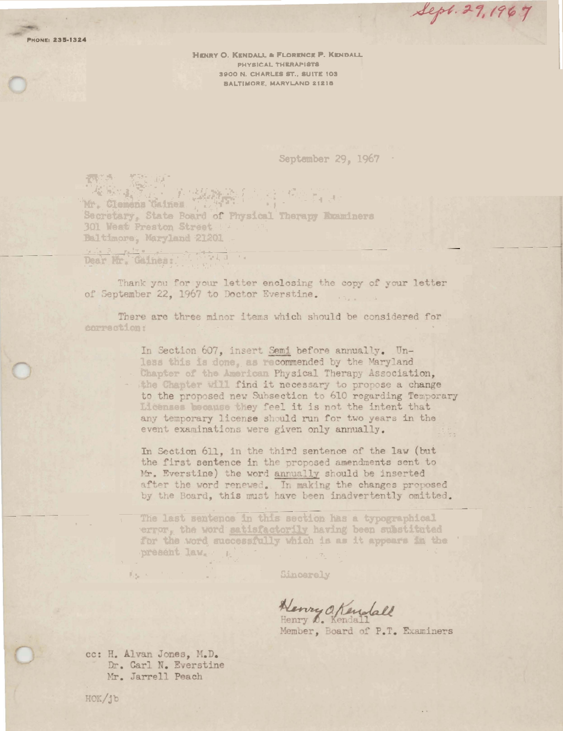Sept. 29, 1967

PHONE: 235-1324

HENRY O. KENDALL & FLORENCE P. KENDALL
PHYSICAL THERAPISTS
3900 N. CHARLES ST., SUITE 103
BALTIMORE, MARYLAND 21218

September 29, 1967

Mr. Clemens Gaines
Secretary, State Board of Physical Therapy Examiners
301 West Preston Street
Baltimore, Maryland 21201

Dear Mr. Gaines:

Thank you for your letter enclosing the copy of your letter of September 22, 1967 to Doctor Everstine.

There are three minor items which should be considered for correction:

> In Section 607, insert Semi before annually. Unless this is done, as recommended by the Maryland Chapter of the American Physical Therapy Association, the Chapter will find it necessary to propose a change to the proposed new Subsection to 610 regarding Temporary Licenses because they feel it is not the intent that any temporary license should run for two years in the event examinations were given only annually.
>
> In Section 611, in the third sentence of the law (but the first sentence in the proposed amendments sent to Mr. Everstine) the word annually should be inserted after the word renewed. In making the changes proposed by the Board, this must have been inadvertently omitted.
>
> The last sentence in this section has a typographical error, the word satisfactorily having been substituted for the word successfully which is as it appears in the present law.

Sincerely

Henry O. Kendall
Henry O. Kendall
Member, Board of P.T. Examiners

cc: H. Alvan Jones, M.D.
Dr. Carl N. Everstine
Mr. Jarrell Peach

HOK/jb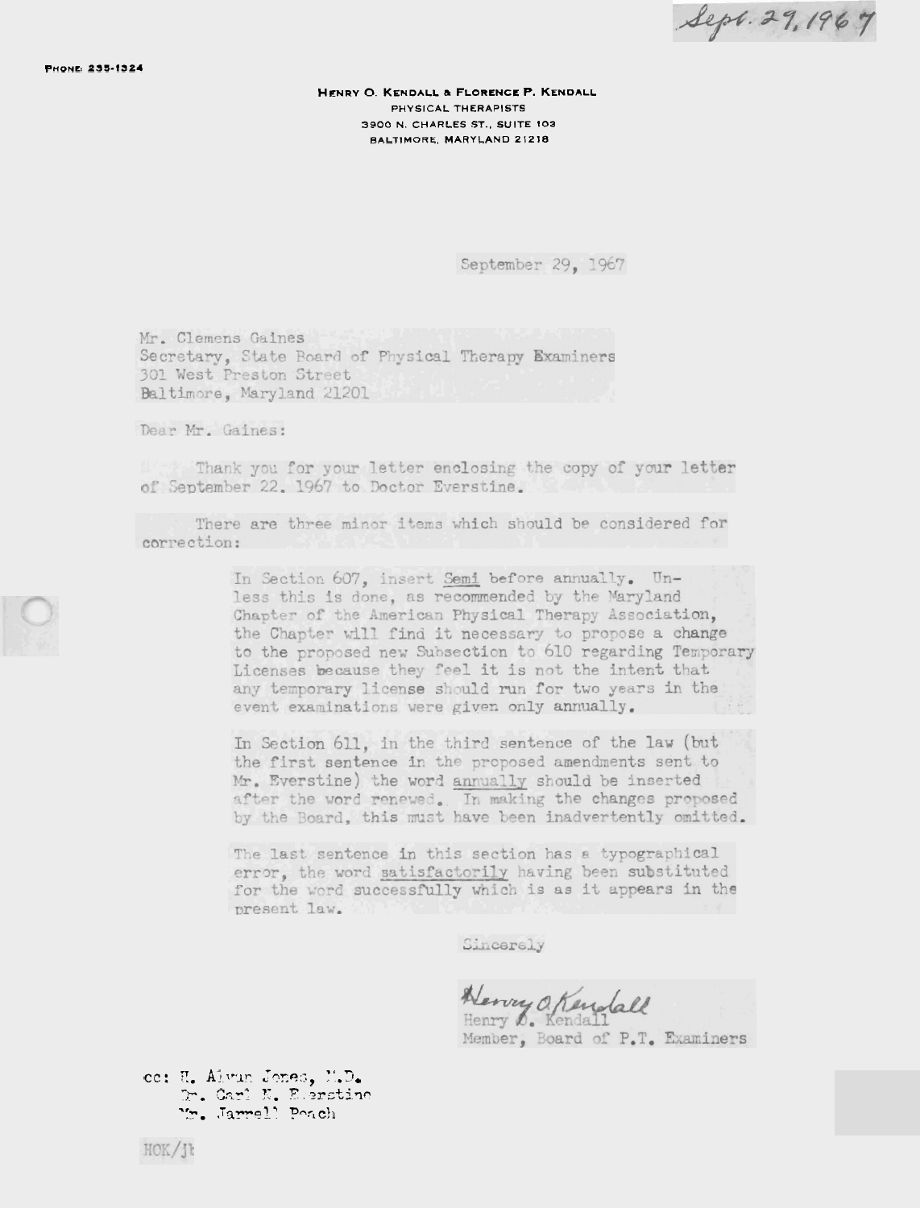Sept. 29, 1967

PHONE: 235-1324

HENRY O. KENDALL & FLORENCE P. KENDALL
PHYSICAL THERAPISTS
3900 N. CHARLES ST., SUITE 103
BALTIMORE, MARYLAND 21218

September 29, 1967

Mr. Clemens Gaines
Secretary, State Board of Physical Therapy Examiners
301 West Preston Street
Baltimore, Maryland 21201

Dear Mr. Gaines:

Thank you for your letter enclosing the copy of your letter of September 22, 1967 to Doctor Everstine.

There are three minor items which should be considered for correction:

> In Section 607, insert Semi before annually. Unless this is done, as recommended by the Maryland Chapter of the American Physical Therapy Association, the Chapter will find it necessary to propose a change to the proposed new Subsection to 610 regarding Temporary Licenses because they feel it is not the intent that any temporary license should run for two years in the event examinations were given only annually.
>
> In Section 611, in the third sentence of the law (but the first sentence in the proposed amendments sent to Mr. Everstine) the word annually should be inserted after the word renewed. In making the changes proposed by the Board, this must have been inadvertently omitted.
>
> The last sentence in this section has a typographical error, the word satisfactorily having been substituted for the word successfully which is as it appears in the present law.

Sincerely

Henry O. Kendall
Henry O. Kendall
Member, Board of P.T. Examiners

cc: H. Alvan Jones, M.D.
Dr. Carl K. Everstine
Mr. Jarrell Roach

HOK/jt